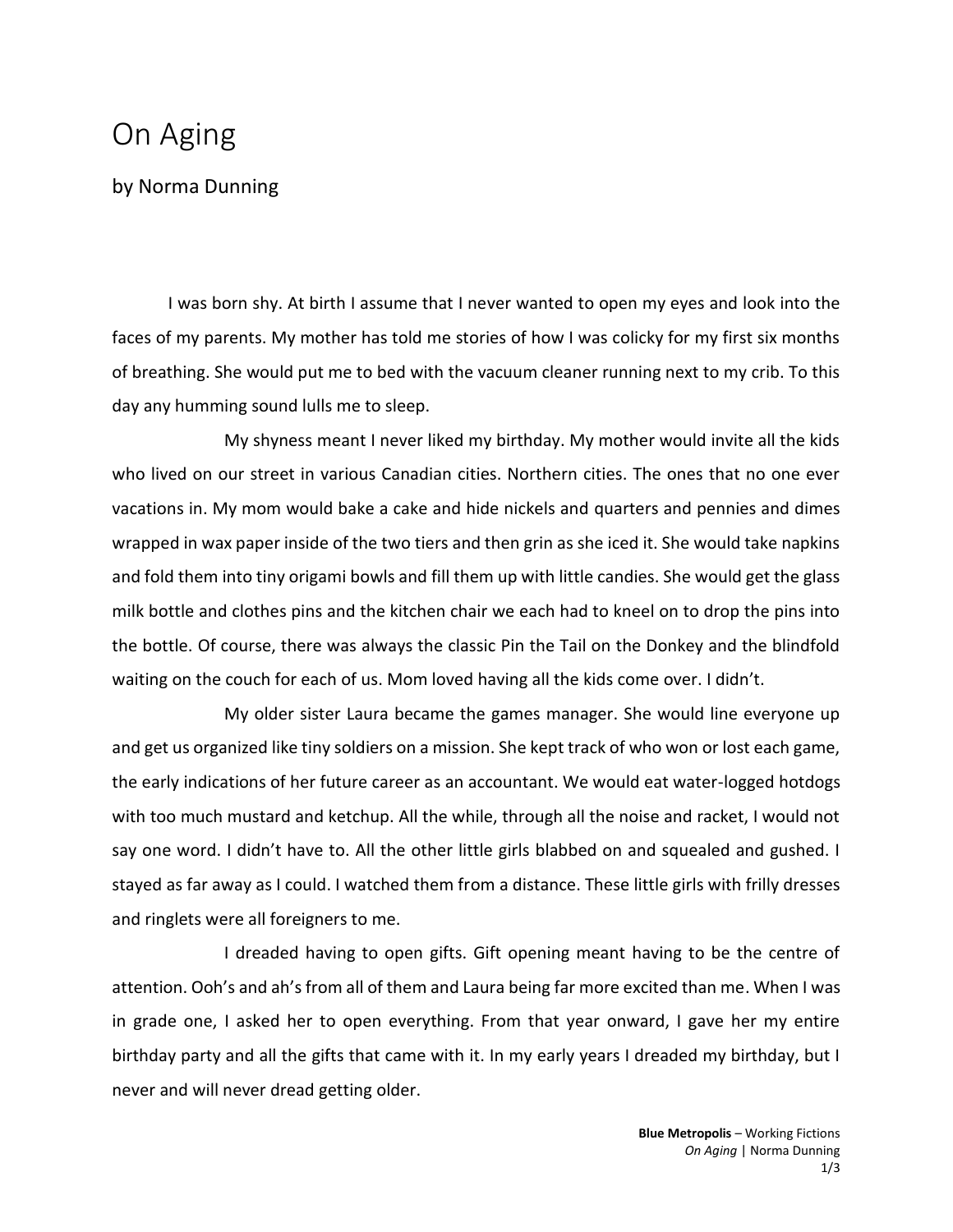# On Aging

by Norma Dunning

I was born shy. At birth I assume that I never wanted to open my eyes and look into the faces of my parents. My mother has told me stories of how I was colicky for my first six months of breathing. She would put me to bed with the vacuum cleaner running next to my crib. To this day any humming sound lulls me to sleep.

My shyness meant I never liked my birthday. My mother would invite all the kids who lived on our street in various Canadian cities. Northern cities. The ones that no one ever vacations in. My mom would bake a cake and hide nickels and quarters and pennies and dimes wrapped in wax paper inside of the two tiers and then grin as she iced it. She would take napkins and fold them into tiny origami bowls and fill them up with little candies. She would get the glass milk bottle and clothes pins and the kitchen chair we each had to kneel on to drop the pins into the bottle. Of course, there was always the classic Pin the Tail on the Donkey and the blindfold waiting on the couch for each of us. Mom loved having all the kids come over. I didn't.

My older sister Laura became the games manager. She would line everyone up and get us organized like tiny soldiers on a mission. She kept track of who won or lost each game, the early indications of her future career as an accountant. We would eat water-logged hotdogs with too much mustard and ketchup. All the while, through all the noise and racket, I would not say one word. I didn't have to. All the other little girls blabbed on and squealed and gushed. I stayed as far away as I could. I watched them from a distance. These little girls with frilly dresses and ringlets were all foreigners to me.

I dreaded having to open gifts. Gift opening meant having to be the centre of attention. Ooh's and ah's from all of them and Laura being far more excited than me. When I was in grade one, I asked her to open everything. From that year onward, I gave her my entire birthday party and all the gifts that came with it. In my early years I dreaded my birthday, but I never and will never dread getting older.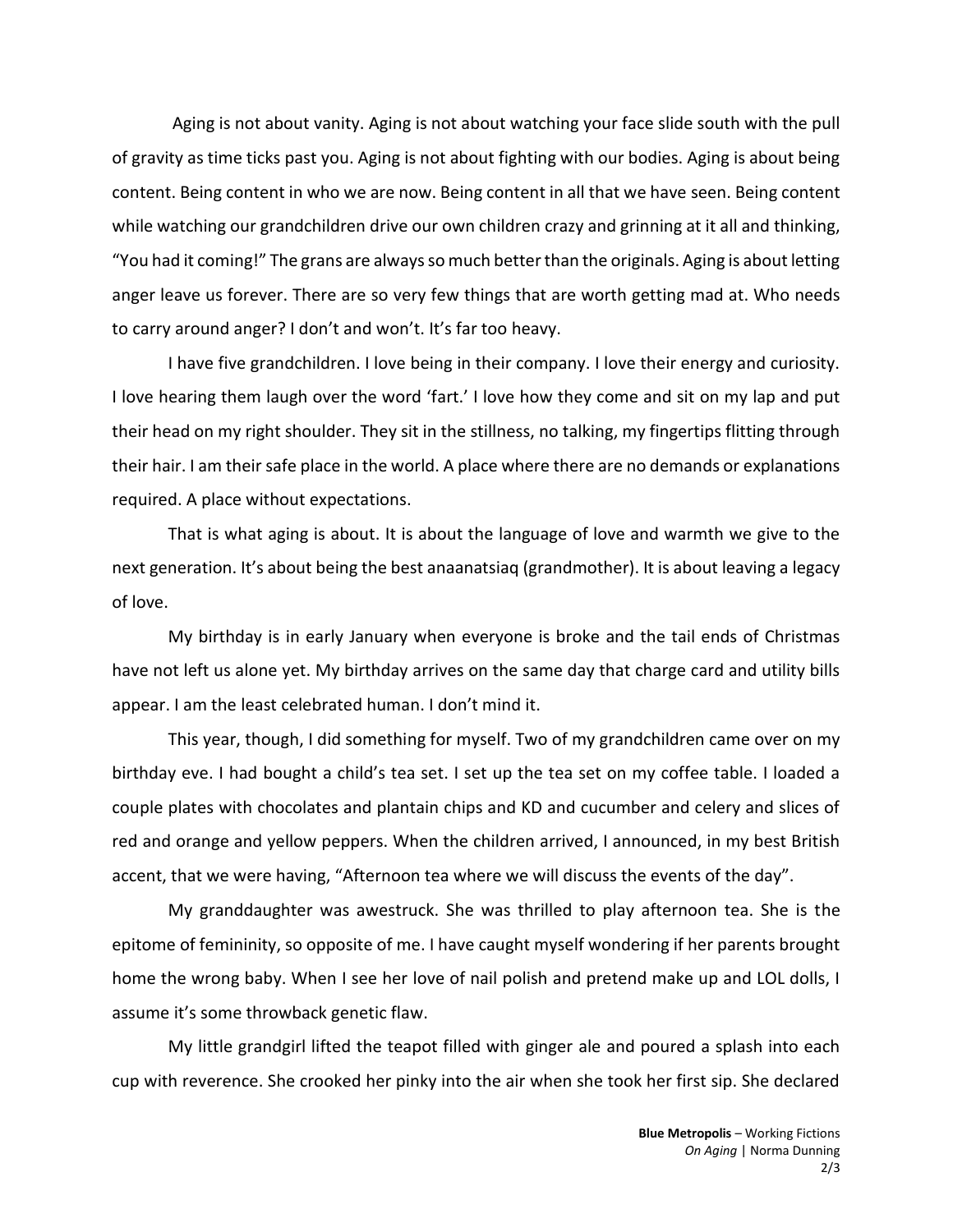Aging is not about vanity. Aging is not about watching your face slide south with the pull of gravity as time ticks past you. Aging is not about fighting with our bodies. Aging is about being content. Being content in who we are now. Being content in all that we have seen. Being content while watching our grandchildren drive our own children crazy and grinning at it all and thinking, "You had it coming!" The grans are always so much better than the originals. Aging is about letting anger leave us forever. There are so very few things that are worth getting mad at. Who needs to carry around anger? I don't and won't. It's far too heavy.

I have five grandchildren. I love being in their company. I love their energy and curiosity. I love hearing them laugh over the word 'fart.' I love how they come and sit on my lap and put their head on my right shoulder. They sit in the stillness, no talking, my fingertips flitting through their hair. I am their safe place in the world. A place where there are no demands or explanations required. A place without expectations.

That is what aging is about. It is about the language of love and warmth we give to the next generation. It's about being the best anaanatsiaq (grandmother). It is about leaving a legacy of love.

My birthday is in early January when everyone is broke and the tail ends of Christmas have not left us alone yet. My birthday arrives on the same day that charge card and utility bills appear. I am the least celebrated human. I don't mind it.

This year, though, I did something for myself. Two of my grandchildren came over on my birthday eve. I had bought a child's tea set. I set up the tea set on my coffee table. I loaded a couple plates with chocolates and plantain chips and KD and cucumber and celery and slices of red and orange and yellow peppers. When the children arrived, I announced, in my best British accent, that we were having, "Afternoon tea where we will discuss the events of the day".

My granddaughter was awestruck. She was thrilled to play afternoon tea. She is the epitome of femininity, so opposite of me. I have caught myself wondering if her parents brought home the wrong baby. When I see her love of nail polish and pretend make up and LOL dolls, I assume it's some throwback genetic flaw.

My little grandgirl lifted the teapot filled with ginger ale and poured a splash into each cup with reverence. She crooked her pinky into the air when she took her first sip. She declared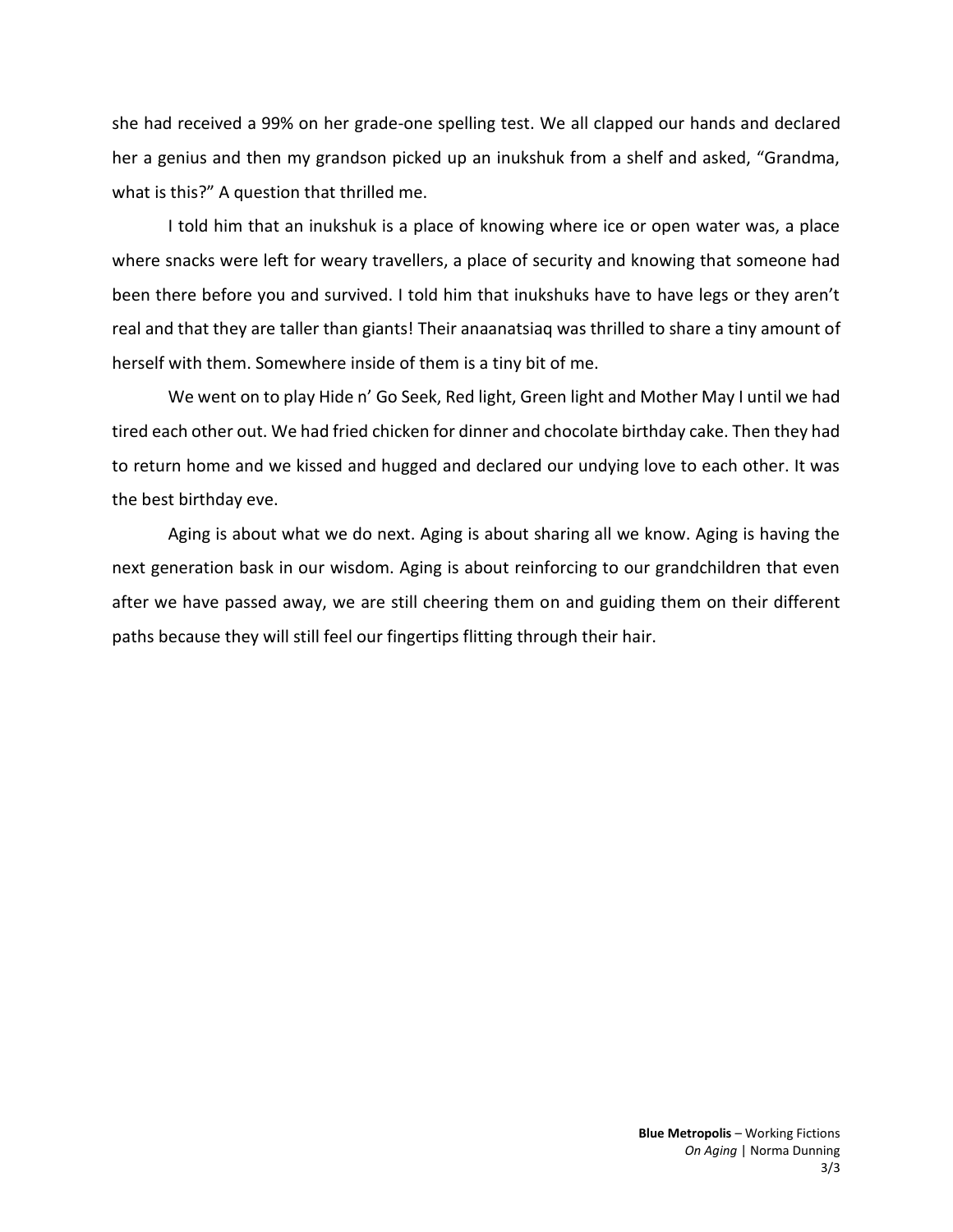she had received a 99% on her grade-one spelling test. We all clapped our hands and declared her a genius and then my grandson picked up an inukshuk from a shelf and asked, "Grandma, what is this?" A question that thrilled me.

I told him that an inukshuk is a place of knowing where ice or open water was, a place where snacks were left for weary travellers, a place of security and knowing that someone had been there before you and survived. I told him that inukshuks have to have legs or they aren't real and that they are taller than giants! Their anaanatsiaq was thrilled to share a tiny amount of herself with them. Somewhere inside of them is a tiny bit of me.

We went on to play Hide n' Go Seek, Red light, Green light and Mother May I until we had tired each other out. We had fried chicken for dinner and chocolate birthday cake. Then they had to return home and we kissed and hugged and declared our undying love to each other. It was the best birthday eve.

Aging is about what we do next. Aging is about sharing all we know. Aging is having the next generation bask in our wisdom. Aging is about reinforcing to our grandchildren that even after we have passed away, we are still cheering them on and guiding them on their different paths because they will still feel our fingertips flitting through their hair.